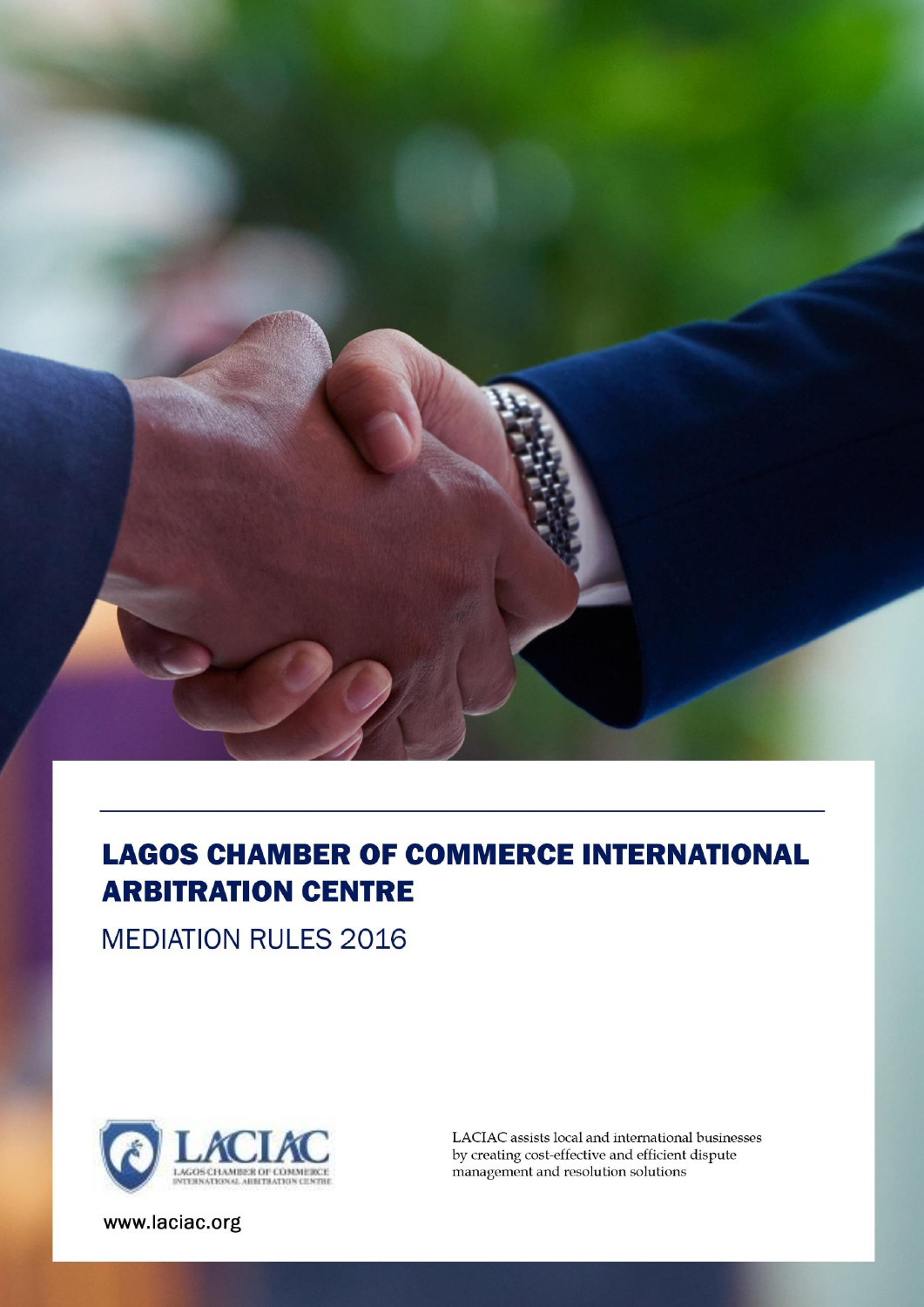# LAGOS CHAMBER OF COMMERCE INTERNATIONAL ARBITRATION CENTRE

## MEDIATION RULES 2016

LACIAC

LAGOS CHAMBER OF COMMERCE INTERNATIONAL ARBITRATION CENTRE

LACIAC assists local and international businesses by creating cost-effective and efficient dispute management and resolution solutions

www.laciac.org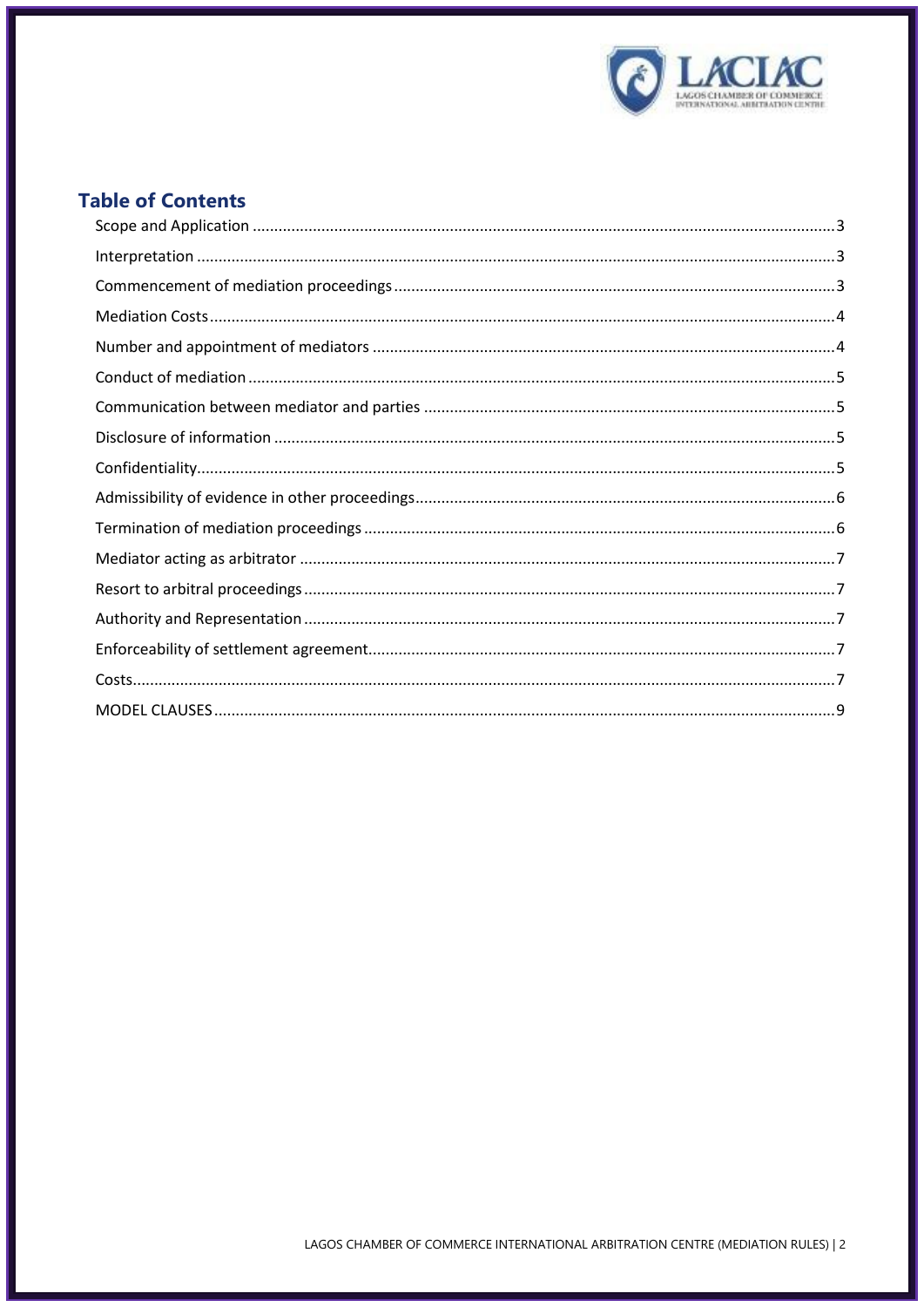## Table of Contents

| | |
|---|---|
| Scope and Application | 3 |
| Interpretation | 3 |
| Commencement of mediation proceedings | 3 |
| Mediation Costs | 4 |
| Number and appointment of mediators | 4 |
| Conduct of mediation | 5 |
| Communication between mediator and parties | 5 |
| Disclosure of information | 5 |
| Confidentiality | 5 |
| Admissibility of evidence in other proceedings | 6 |
| Termination of mediation proceedings | 6 |
| Mediator acting as arbitrator | 7 |
| Resort to arbitral proceedings | 7 |
| Authority and Representation | 7 |
| Enforceability of settlement agreement | 7 |
| Costs | 7 |
| MODEL CLAUSES | 9 |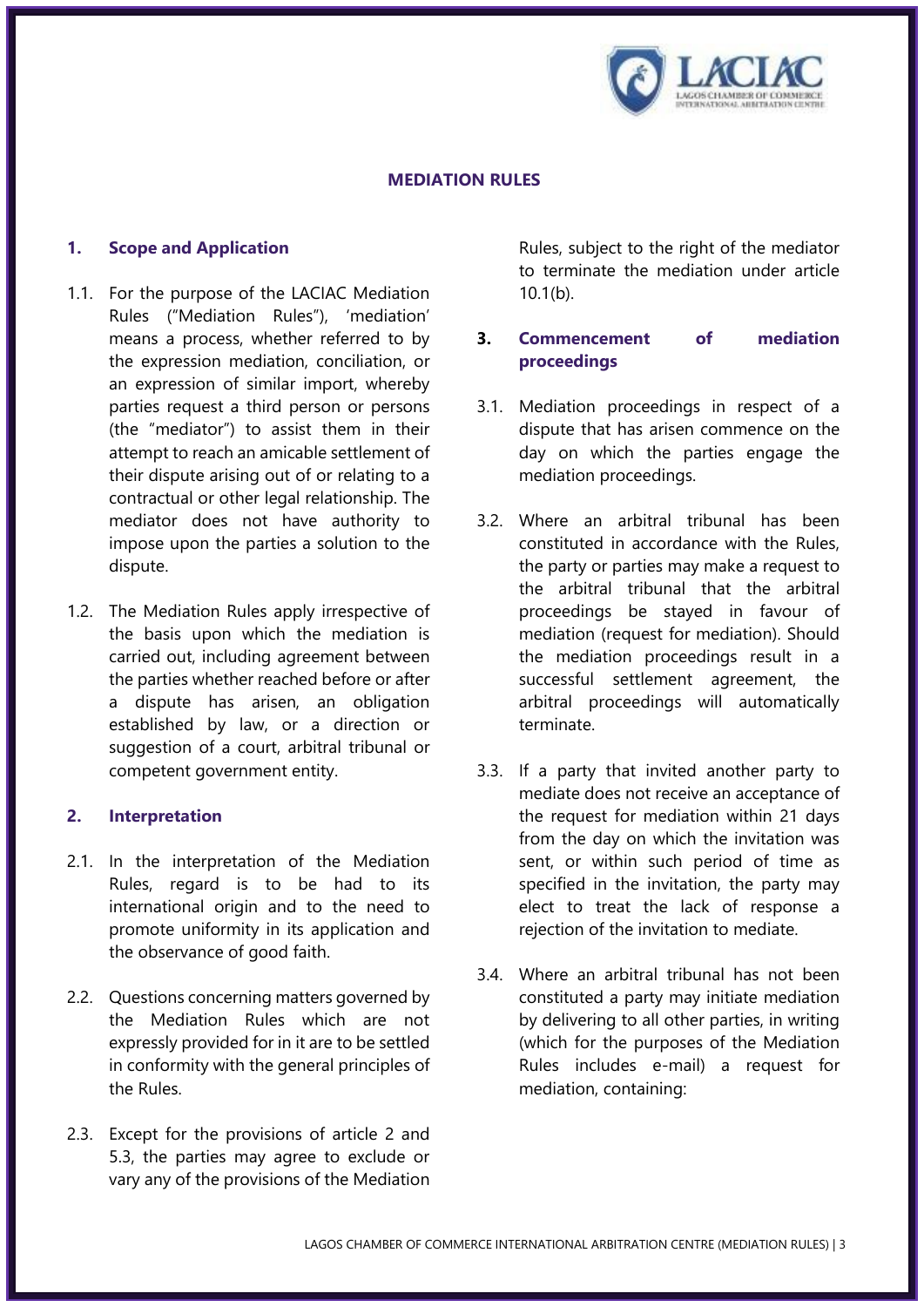# MEDIATION RULES

## 1. Scope and Application

1.1. For the purpose of the LACIAC Mediation Rules ("Mediation Rules"), 'mediation' means a process, whether referred to by the expression mediation, conciliation, or an expression of similar import, whereby parties request a third person or persons (the "mediator") to assist them in their attempt to reach an amicable settlement of their dispute arising out of or relating to a contractual or other legal relationship. The mediator does not have authority to impose upon the parties a solution to the dispute.

1.2. The Mediation Rules apply irrespective of the basis upon which the mediation is carried out, including agreement between the parties whether reached before or after a dispute has arisen, an obligation established by law, or a direction or suggestion of a court, arbitral tribunal or competent government entity.

## 2. Interpretation

2.1. In the interpretation of the Mediation Rules, regard is to be had to its international origin and to the need to promote uniformity in its application and the observance of good faith.

2.2. Questions concerning matters governed by the Mediation Rules which are not expressly provided for in it are to be settled in conformity with the general principles of the Rules.

2.3. Except for the provisions of article 2 and 5.3, the parties may agree to exclude or vary any of the provisions of the Mediation Rules, subject to the right of the mediator to terminate the mediation under article 10.1(b).

## 3. Commencement of mediation proceedings

3.1. Mediation proceedings in respect of a dispute that has arisen commence on the day on which the parties engage the mediation proceedings.

3.2. Where an arbitral tribunal has been constituted in accordance with the Rules, the party or parties may make a request to the arbitral tribunal that the arbitral proceedings be stayed in favour of mediation (request for mediation). Should the mediation proceedings result in a successful settlement agreement, the arbitral proceedings will automatically terminate.

3.3. If a party that invited another party to mediate does not receive an acceptance of the request for mediation within 21 days from the day on which the invitation was sent, or within such period of time as specified in the invitation, the party may elect to treat the lack of response a rejection of the invitation to mediate.

3.4. Where an arbitral tribunal has not been constituted a party may initiate mediation by delivering to all other parties, in writing (which for the purposes of the Mediation Rules includes e-mail) a request for mediation, containing: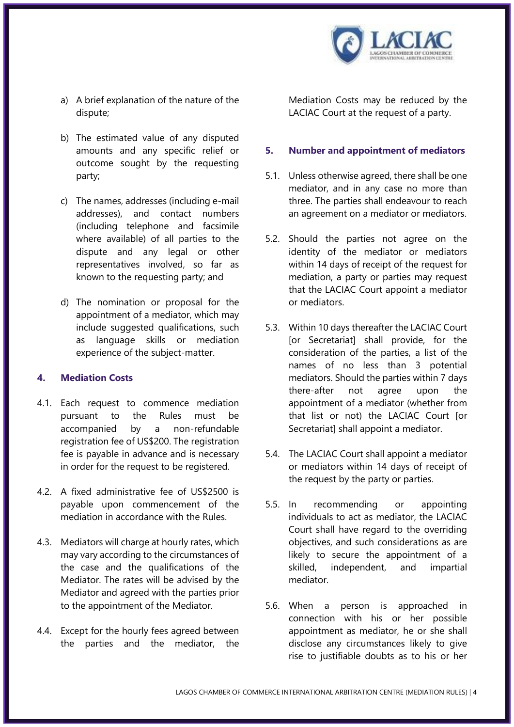a) A brief explanation of the nature of the dispute;

b) The estimated value of any disputed amounts and any specific relief or outcome sought by the requesting party;

c) The names, addresses (including e-mail addresses), and contact numbers (including telephone and facsimile where available) of all parties to the dispute and any legal or other representatives involved, so far as known to the requesting party; and

d) The nomination or proposal for the appointment of a mediator, which may include suggested qualifications, such as language skills or mediation experience of the subject-matter.

## 4. Mediation Costs

4.1. Each request to commence mediation pursuant to the Rules must be accompanied by a non-refundable registration fee of US$200. The registration fee is payable in advance and is necessary in order for the request to be registered.

4.2. A fixed administrative fee of US$2500 is payable upon commencement of the mediation in accordance with the Rules.

4.3. Mediators will charge at hourly rates, which may vary according to the circumstances of the case and the qualifications of the Mediator. The rates will be advised by the Mediator and agreed with the parties prior to the appointment of the Mediator.

4.4. Except for the hourly fees agreed between the parties and the mediator, the Mediation Costs may be reduced by the LACIAC Court at the request of a party.

## 5. Number and appointment of mediators

5.1. Unless otherwise agreed, there shall be one mediator, and in any case no more than three. The parties shall endeavour to reach an agreement on a mediator or mediators.

5.2. Should the parties not agree on the identity of the mediator or mediators within 14 days of receipt of the request for mediation, a party or parties may request that the LACIAC Court appoint a mediator or mediators.

5.3. Within 10 days thereafter the LACIAC Court [or Secretariat] shall provide, for the consideration of the parties, a list of the names of no less than 3 potential mediators. Should the parties within 7 days there-after not agree upon the appointment of a mediator (whether from that list or not) the LACIAC Court [or Secretariat] shall appoint a mediator.

5.4. The LACIAC Court shall appoint a mediator or mediators within 14 days of receipt of the request by the party or parties.

5.5. In recommending or appointing individuals to act as mediator, the LACIAC Court shall have regard to the overriding objectives, and such considerations as are likely to secure the appointment of a skilled, independent, and impartial mediator.

5.6. When a person is approached in connection with his or her possible appointment as mediator, he or she shall disclose any circumstances likely to give rise to justifiable doubts as to his or her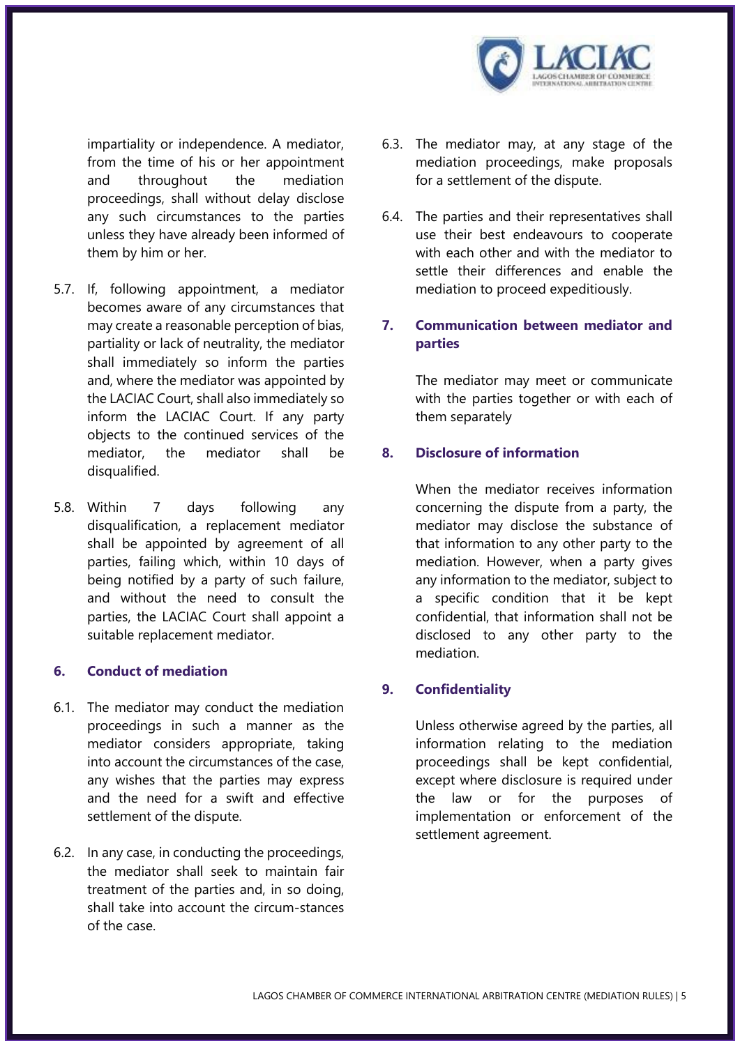impartiality or independence. A mediator, from the time of his or her appointment and throughout the mediation proceedings, shall without delay disclose any such circumstances to the parties unless they have already been informed of them by him or her.

5.7. If, following appointment, a mediator becomes aware of any circumstances that may create a reasonable perception of bias, partiality or lack of neutrality, the mediator shall immediately so inform the parties and, where the mediator was appointed by the LACIAC Court, shall also immediately so inform the LACIAC Court. If any party objects to the continued services of the mediator, the mediator shall be disqualified.

5.8. Within 7 days following any disqualification, a replacement mediator shall be appointed by agreement of all parties, failing which, within 10 days of being notified by a party of such failure, and without the need to consult the parties, the LACIAC Court shall appoint a suitable replacement mediator.

## 6. Conduct of mediation

6.1. The mediator may conduct the mediation proceedings in such a manner as the mediator considers appropriate, taking into account the circumstances of the case, any wishes that the parties may express and the need for a swift and effective settlement of the dispute.

6.2. In any case, in conducting the proceedings, the mediator shall seek to maintain fair treatment of the parties and, in so doing, shall take into account the circum-stances of the case.

6.3. The mediator may, at any stage of the mediation proceedings, make proposals for a settlement of the dispute.

6.4. The parties and their representatives shall use their best endeavours to cooperate with each other and with the mediator to settle their differences and enable the mediation to proceed expeditiously.

## 7. Communication between mediator and parties

The mediator may meet or communicate with the parties together or with each of them separately

## 8. Disclosure of information

When the mediator receives information concerning the dispute from a party, the mediator may disclose the substance of that information to any other party to the mediation. However, when a party gives any information to the mediator, subject to a specific condition that it be kept confidential, that information shall not be disclosed to any other party to the mediation.

## 9. Confidentiality

Unless otherwise agreed by the parties, all information relating to the mediation proceedings shall be kept confidential, except where disclosure is required under the law or for the purposes of implementation or enforcement of the settlement agreement.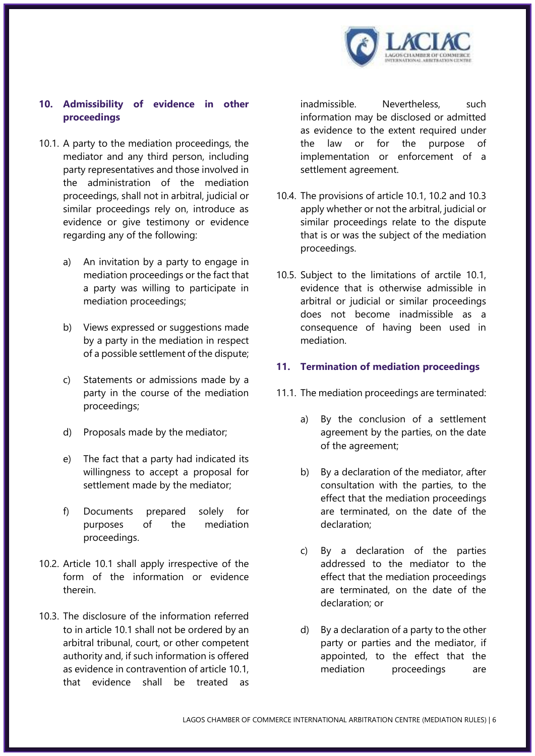## 10. Admissibility of evidence in other proceedings

10.1. A party to the mediation proceedings, the mediator and any third person, including party representatives and those involved in the administration of the mediation proceedings, shall not in arbitral, judicial or similar proceedings rely on, introduce as evidence or give testimony or evidence regarding any of the following:

a) An invitation by a party to engage in mediation proceedings or the fact that a party was willing to participate in mediation proceedings;

b) Views expressed or suggestions made by a party in the mediation in respect of a possible settlement of the dispute;

c) Statements or admissions made by a party in the course of the mediation proceedings;

d) Proposals made by the mediator;

e) The fact that a party had indicated its willingness to accept a proposal for settlement made by the mediator;

f) Documents prepared solely for purposes of the mediation proceedings.

10.2. Article 10.1 shall apply irrespective of the form of the information or evidence therein.

10.3. The disclosure of the information referred to in article 10.1 shall not be ordered by an arbitral tribunal, court, or other competent authority and, if such information is offered as evidence in contravention of article 10.1, that evidence shall be treated as inadmissible. Nevertheless, such information may be disclosed or admitted as evidence to the extent required under the law or for the purpose of implementation or enforcement of a settlement agreement.

10.4. The provisions of article 10.1, 10.2 and 10.3 apply whether or not the arbitral, judicial or similar proceedings relate to the dispute that is or was the subject of the mediation proceedings.

10.5. Subject to the limitations of arctile 10.1, evidence that is otherwise admissible in arbitral or judicial or similar proceedings does not become inadmissible as a consequence of having been used in mediation.

## 11. Termination of mediation proceedings

11.1. The mediation proceedings are terminated:

a) By the conclusion of a settlement agreement by the parties, on the date of the agreement;

b) By a declaration of the mediator, after consultation with the parties, to the effect that the mediation proceedings are terminated, on the date of the declaration;

c) By a declaration of the parties addressed to the mediator to the effect that the mediation proceedings are terminated, on the date of the declaration; or

d) By a declaration of a party to the other party or parties and the mediator, if appointed, to the effect that the mediation proceedings are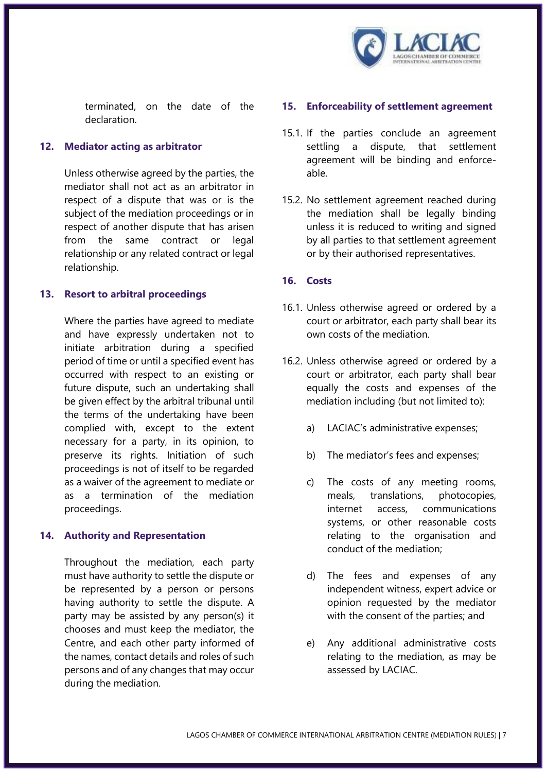terminated, on the date of the declaration.

## 12. Mediator acting as arbitrator

Unless otherwise agreed by the parties, the mediator shall not act as an arbitrator in respect of a dispute that was or is the subject of the mediation proceedings or in respect of another dispute that has arisen from the same contract or legal relationship or any related contract or legal relationship.

## 13. Resort to arbitral proceedings

Where the parties have agreed to mediate and have expressly undertaken not to initiate arbitration during a specified period of time or until a specified event has occurred with respect to an existing or future dispute, such an undertaking shall be given effect by the arbitral tribunal until the terms of the undertaking have been complied with, except to the extent necessary for a party, in its opinion, to preserve its rights. Initiation of such proceedings is not of itself to be regarded as a waiver of the agreement to mediate or as a termination of the mediation proceedings.

## 14. Authority and Representation

Throughout the mediation, each party must have authority to settle the dispute or be represented by a person or persons having authority to settle the dispute. A party may be assisted by any person(s) it chooses and must keep the mediator, the Centre, and each other party informed of the names, contact details and roles of such persons and of any changes that may occur during the mediation.

## 15. Enforceability of settlement agreement

15.1. If the parties conclude an agreement settling a dispute, that settlement agreement will be binding and enforce-able.

15.2. No settlement agreement reached during the mediation shall be legally binding unless it is reduced to writing and signed by all parties to that settlement agreement or by their authorised representatives.

## 16. Costs

16.1. Unless otherwise agreed or ordered by a court or arbitrator, each party shall bear its own costs of the mediation.

16.2. Unless otherwise agreed or ordered by a court or arbitrator, each party shall bear equally the costs and expenses of the mediation including (but not limited to):

a) LACIAC's administrative expenses;

b) The mediator's fees and expenses;

c) The costs of any meeting rooms, meals, translations, photocopies, internet access, communications systems, or other reasonable costs relating to the organisation and conduct of the mediation;

d) The fees and expenses of any independent witness, expert advice or opinion requested by the mediator with the consent of the parties; and

e) Any additional administrative costs relating to the mediation, as may be assessed by LACIAC.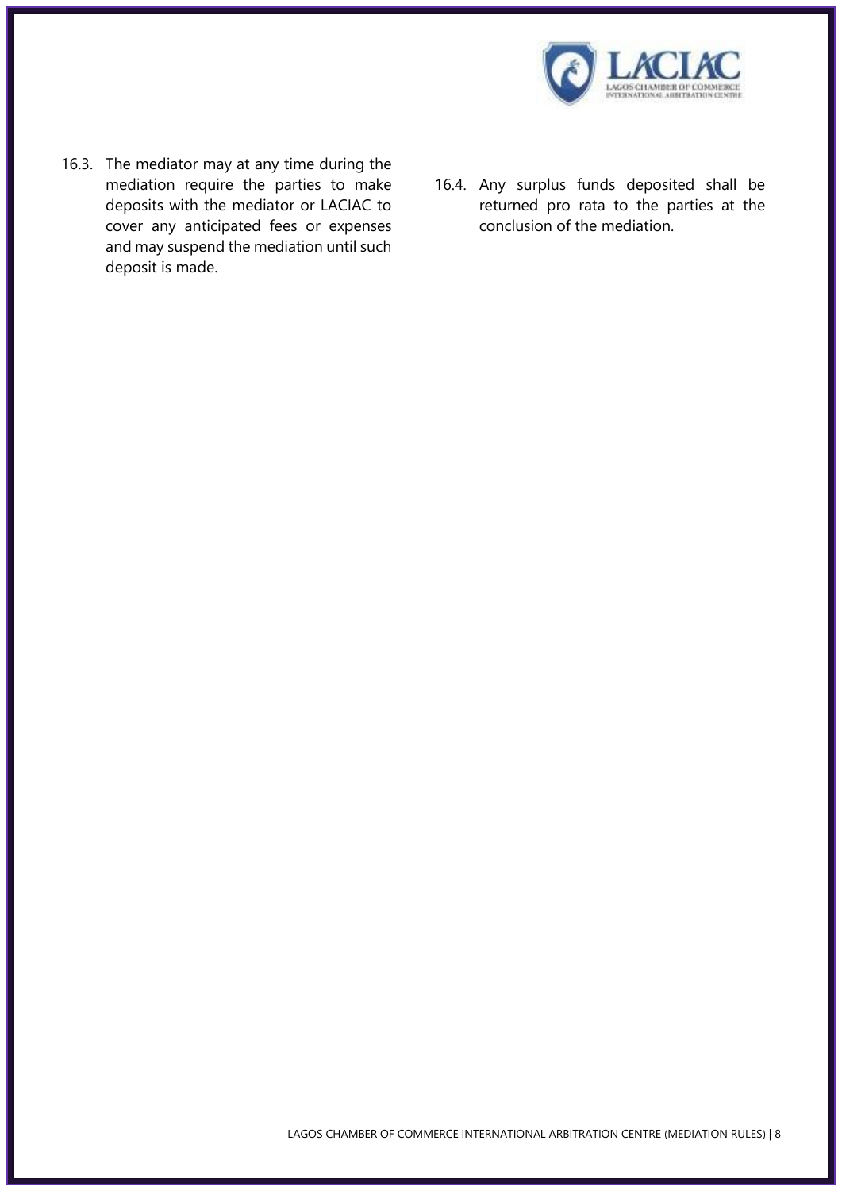16.3. The mediator may at any time during the mediation require the parties to make deposits with the mediator or LACIAC to cover any anticipated fees or expenses and may suspend the mediation until such deposit is made.

16.4. Any surplus funds deposited shall be returned pro rata to the parties at the conclusion of the mediation.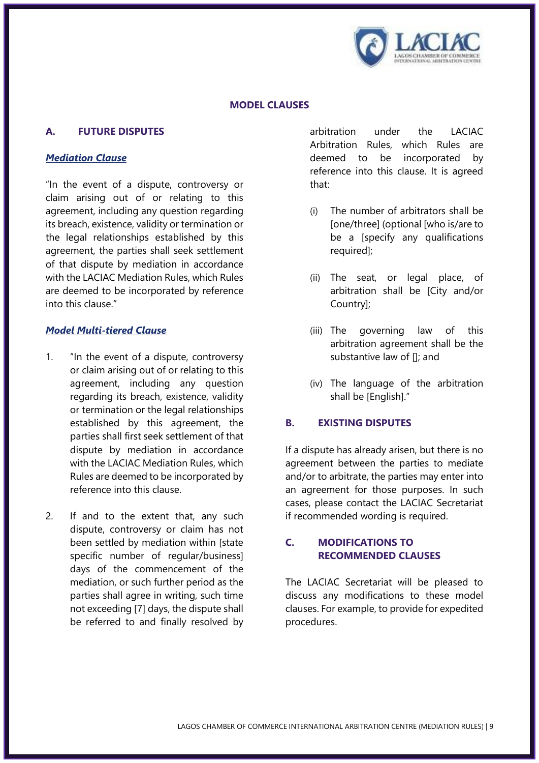## MODEL CLAUSES

### A. FUTURE DISPUTES

***Mediation Clause***

"In the event of a dispute, controversy or claim arising out of or relating to this agreement, including any question regarding its breach, existence, validity or termination or the legal relationships established by this agreement, the parties shall seek settlement of that dispute by mediation in accordance with the LACIAC Mediation Rules, which Rules are deemed to be incorporated by reference into this clause."

***Model Multi-tiered Clause***

1. "In the event of a dispute, controversy or claim arising out of or relating to this agreement, including any question regarding its breach, existence, validity or termination or the legal relationships established by this agreement, the parties shall first seek settlement of that dispute by mediation in accordance with the LACIAC Mediation Rules, which Rules are deemed to be incorporated by reference into this clause.

2. If and to the extent that, any such dispute, controversy or claim has not been settled by mediation within [state specific number of regular/business] days of the commencement of the mediation, or such further period as the parties shall agree in writing, such time not exceeding [7] days, the dispute shall be referred to and finally resolved by arbitration under the LACIAC Arbitration Rules, which Rules are deemed to be incorporated by reference into this clause. It is agreed that:

   (i) The number of arbitrators shall be [one/three] (optional [who is/are to be a [specify any qualifications required];

   (ii) The seat, or legal place, of arbitration shall be [City and/or Country];

   (iii) The governing law of this arbitration agreement shall be the substantive law of []; and

   (iv) The language of the arbitration shall be [English]."

### B. EXISTING DISPUTES

If a dispute has already arisen, but there is no agreement between the parties to mediate and/or to arbitrate, the parties may enter into an agreement for those purposes. In such cases, please contact the LACIAC Secretariat if recommended wording is required.

### C. MODIFICATIONS TO RECOMMENDED CLAUSES

The LACIAC Secretariat will be pleased to discuss any modifications to these model clauses. For example, to provide for expedited procedures.